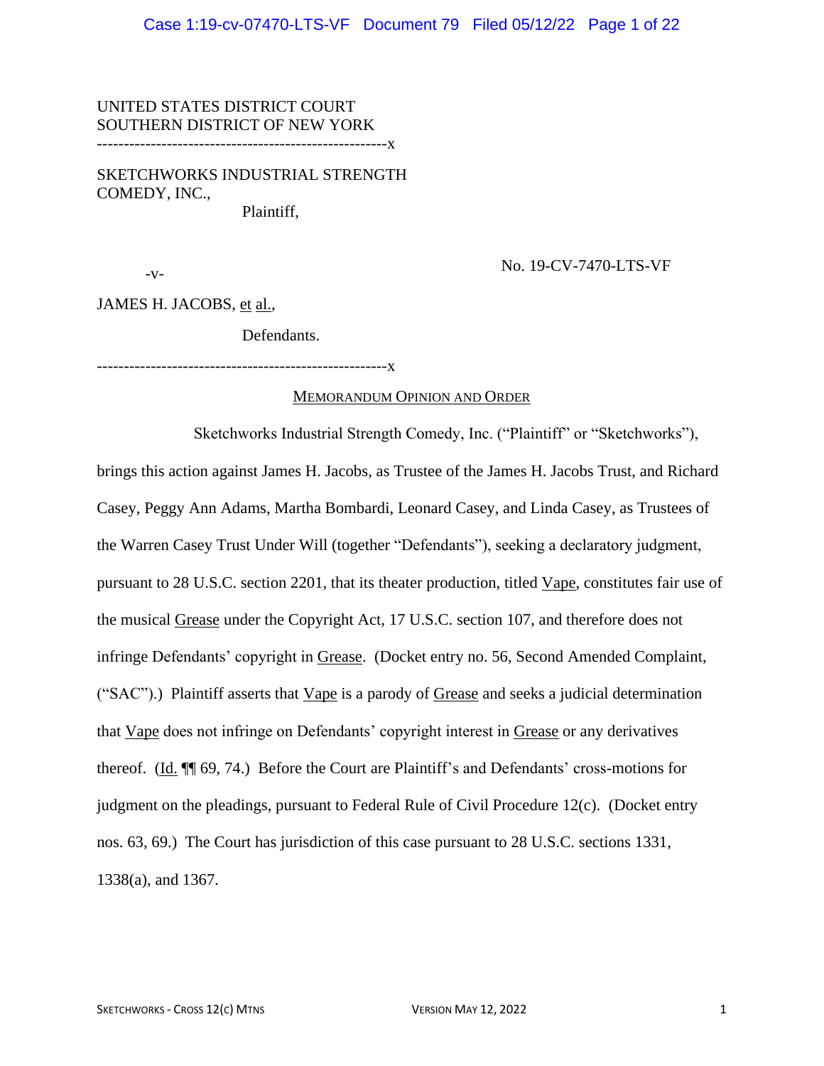UNITED STATES DISTRICT COURT
SOUTHERN DISTRICT OF NEW YORK

------------------------------------------------------x

SKETCHWORKS INDUSTRIAL STRENGTH COMEDY, INC.,

Plaintiff,

-v-

No. 19-CV-7470-LTS-VF

JAMES H. JACOBS, et al.,

Defendants.

------------------------------------------------------x

MEMORANDUM OPINION AND ORDER

Sketchworks Industrial Strength Comedy, Inc. ("Plaintiff" or "Sketchworks"), brings this action against James H. Jacobs, as Trustee of the James H. Jacobs Trust, and Richard Casey, Peggy Ann Adams, Martha Bombardi, Leonard Casey, and Linda Casey, as Trustees of the Warren Casey Trust Under Will (together "Defendants"), seeking a declaratory judgment, pursuant to 28 U.S.C. section 2201, that its theater production, titled Vape, constitutes fair use of the musical Grease under the Copyright Act, 17 U.S.C. section 107, and therefore does not infringe Defendants' copyright in Grease. (Docket entry no. 56, Second Amended Complaint, ("SAC").) Plaintiff asserts that Vape is a parody of Grease and seeks a judicial determination that Vape does not infringe on Defendants' copyright interest in Grease or any derivatives thereof. (Id. ¶¶ 69, 74.) Before the Court are Plaintiff's and Defendants' cross-motions for judgment on the pleadings, pursuant to Federal Rule of Civil Procedure 12(c). (Docket entry nos. 63, 69.) The Court has jurisdiction of this case pursuant to 28 U.S.C. sections 1331, 1338(a), and 1367.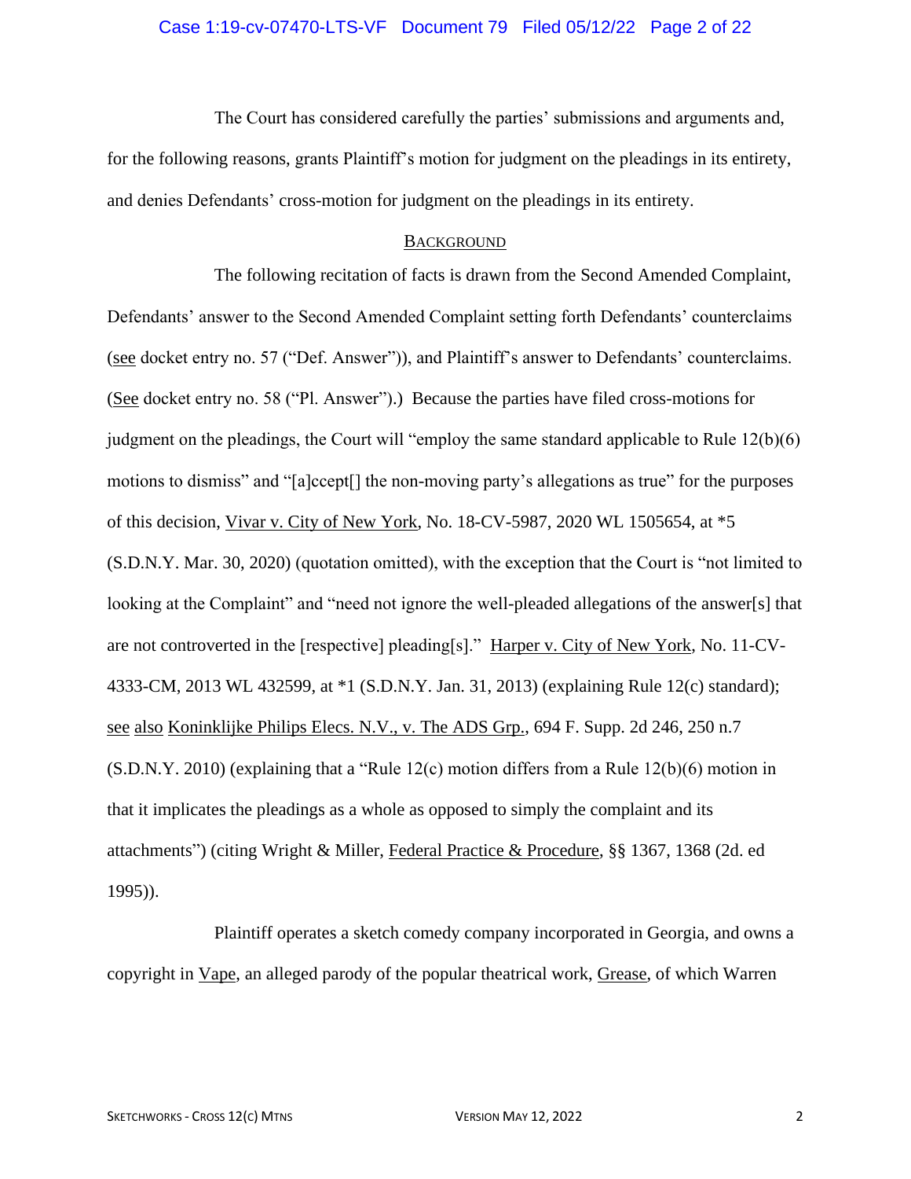The Court has considered carefully the parties' submissions and arguments and, for the following reasons, grants Plaintiff's motion for judgment on the pleadings in its entirety, and denies Defendants' cross-motion for judgment on the pleadings in its entirety.

## BACKGROUND

The following recitation of facts is drawn from the Second Amended Complaint, Defendants' answer to the Second Amended Complaint setting forth Defendants' counterclaims (see docket entry no. 57 ("Def. Answer")), and Plaintiff's answer to Defendants' counterclaims. (See docket entry no. 58 ("Pl. Answer").) Because the parties have filed cross-motions for judgment on the pleadings, the Court will "employ the same standard applicable to Rule 12(b)(6) motions to dismiss" and "[a]ccept[] the non-moving party's allegations as true" for the purposes of this decision, Vivar v. City of New York, No. 18-CV-5987, 2020 WL 1505654, at *5 (S.D.N.Y. Mar. 30, 2020) (quotation omitted), with the exception that the Court is "not limited to looking at the Complaint" and "need not ignore the well-pleaded allegations of the answer[s] that are not controverted in the [respective] pleading[s]." Harper v. City of New York, No. 11-CV-4333-CM, 2013 WL 432599, at *1 (S.D.N.Y. Jan. 31, 2013) (explaining Rule 12(c) standard); see also Koninklijke Philips Elecs. N.V., v. The ADS Grp., 694 F. Supp. 2d 246, 250 n.7 (S.D.N.Y. 2010) (explaining that a "Rule 12(c) motion differs from a Rule 12(b)(6) motion in that it implicates the pleadings as a whole as opposed to simply the complaint and its attachments") (citing Wright & Miller, Federal Practice & Procedure, §§ 1367, 1368 (2d. ed 1995)).

Plaintiff operates a sketch comedy company incorporated in Georgia, and owns a copyright in Vape, an alleged parody of the popular theatrical work, Grease, of which Warren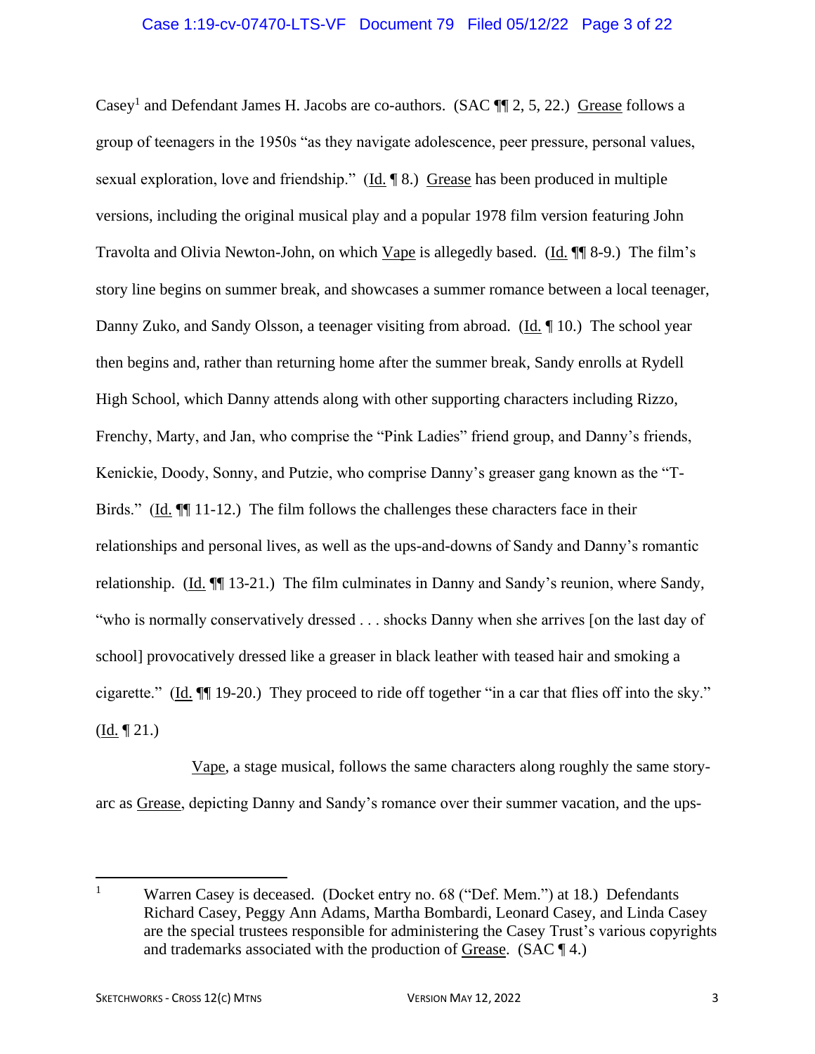Casey[1] and Defendant James H. Jacobs are co-authors. (SAC ¶¶ 2, 5, 22.) Grease follows a group of teenagers in the 1950s "as they navigate adolescence, peer pressure, personal values, sexual exploration, love and friendship." (Id. ¶ 8.) Grease has been produced in multiple versions, including the original musical play and a popular 1978 film version featuring John Travolta and Olivia Newton-John, on which Vape is allegedly based. (Id. ¶¶ 8-9.) The film's story line begins on summer break, and showcases a summer romance between a local teenager, Danny Zuko, and Sandy Olsson, a teenager visiting from abroad. (Id. ¶ 10.) The school year then begins and, rather than returning home after the summer break, Sandy enrolls at Rydell High School, which Danny attends along with other supporting characters including Rizzo, Frenchy, Marty, and Jan, who comprise the "Pink Ladies" friend group, and Danny's friends, Kenickie, Doody, Sonny, and Putzie, who comprise Danny's greaser gang known as the "T-Birds." (Id. ¶¶ 11-12.) The film follows the challenges these characters face in their relationships and personal lives, as well as the ups-and-downs of Sandy and Danny's romantic relationship. (Id. ¶¶ 13-21.) The film culminates in Danny and Sandy's reunion, where Sandy, "who is normally conservatively dressed . . . shocks Danny when she arrives [on the last day of school] provocatively dressed like a greaser in black leather with teased hair and smoking a cigarette." (Id. ¶¶ 19-20.) They proceed to ride off together "in a car that flies off into the sky." (Id. ¶ 21.)

Vape, a stage musical, follows the same characters along roughly the same story-arc as Grease, depicting Danny and Sandy's romance over their summer vacation, and the ups-

---

[1] Warren Casey is deceased. (Docket entry no. 68 ("Def. Mem.") at 18.) Defendants Richard Casey, Peggy Ann Adams, Martha Bombardi, Leonard Casey, and Linda Casey are the special trustees responsible for administering the Casey Trust's various copyrights and trademarks associated with the production of Grease. (SAC ¶ 4.)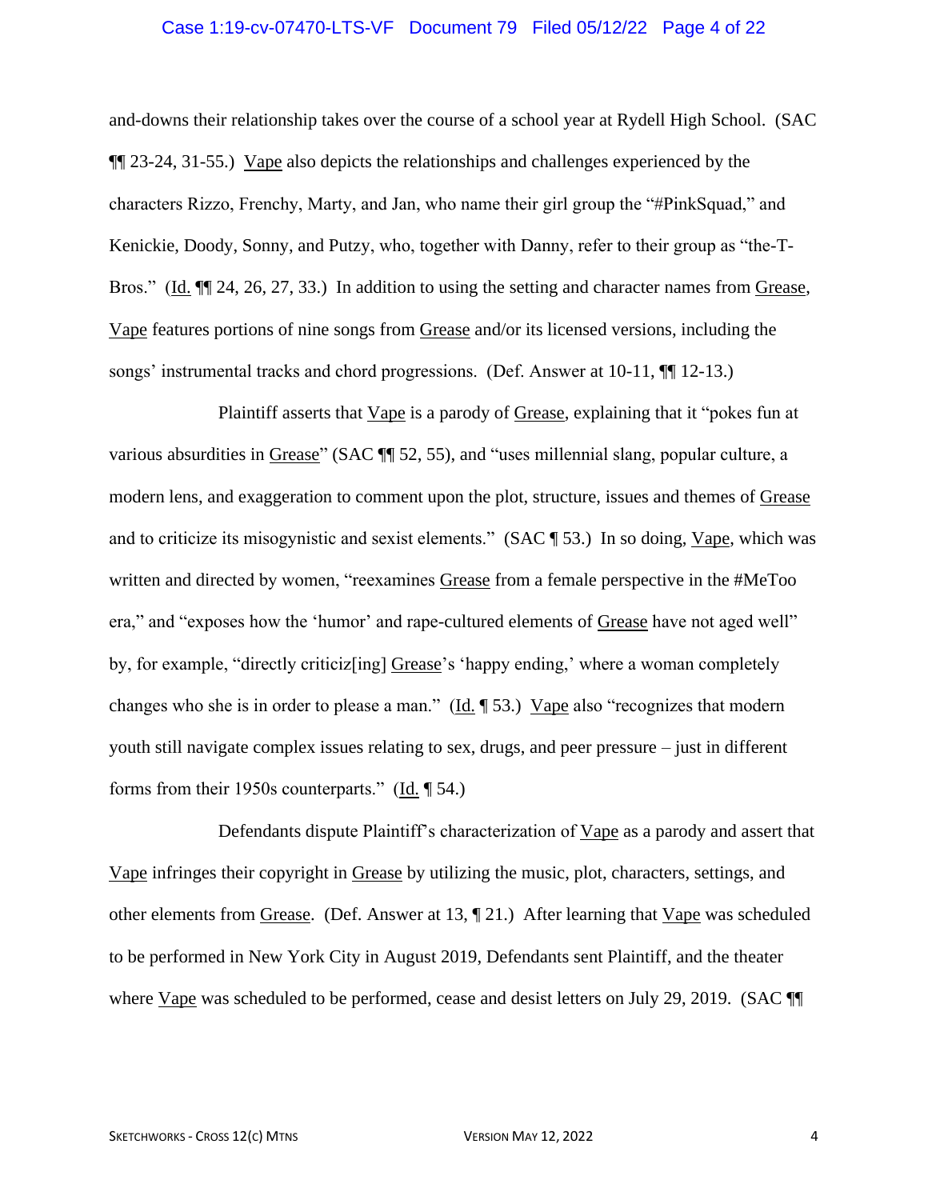and-downs their relationship takes over the course of a school year at Rydell High School. (SAC ¶¶ 23-24, 31-55.) Vape also depicts the relationships and challenges experienced by the characters Rizzo, Frenchy, Marty, and Jan, who name their girl group the "#PinkSquad," and Kenickie, Doody, Sonny, and Putzy, who, together with Danny, refer to their group as "the-T-Bros." (Id. ¶¶ 24, 26, 27, 33.) In addition to using the setting and character names from Grease, Vape features portions of nine songs from Grease and/or its licensed versions, including the songs' instrumental tracks and chord progressions. (Def. Answer at 10-11, ¶¶ 12-13.)

Plaintiff asserts that Vape is a parody of Grease, explaining that it "pokes fun at various absurdities in Grease" (SAC ¶¶ 52, 55), and "uses millennial slang, popular culture, a modern lens, and exaggeration to comment upon the plot, structure, issues and themes of Grease and to criticize its misogynistic and sexist elements." (SAC ¶ 53.) In so doing, Vape, which was written and directed by women, "reexamines Grease from a female perspective in the #MeToo era," and "exposes how the 'humor' and rape-cultured elements of Grease have not aged well" by, for example, "directly criticiz[ing] Grease's 'happy ending,' where a woman completely changes who she is in order to please a man." (Id. ¶ 53.) Vape also "recognizes that modern youth still navigate complex issues relating to sex, drugs, and peer pressure – just in different forms from their 1950s counterparts." (Id. ¶ 54.)

Defendants dispute Plaintiff's characterization of Vape as a parody and assert that Vape infringes their copyright in Grease by utilizing the music, plot, characters, settings, and other elements from Grease. (Def. Answer at 13, ¶ 21.) After learning that Vape was scheduled to be performed in New York City in August 2019, Defendants sent Plaintiff, and the theater where Vape was scheduled to be performed, cease and desist letters on July 29, 2019. (SAC ¶¶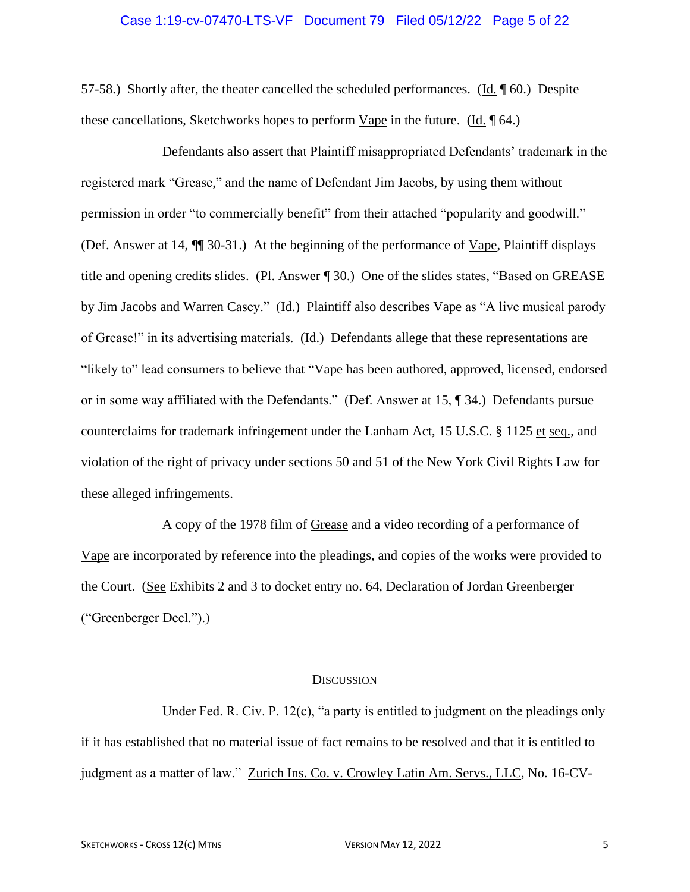57-58.) Shortly after, the theater cancelled the scheduled performances. (Id. ¶ 60.) Despite these cancellations, Sketchworks hopes to perform Vape in the future. (Id. ¶ 64.)

Defendants also assert that Plaintiff misappropriated Defendants' trademark in the registered mark "Grease," and the name of Defendant Jim Jacobs, by using them without permission in order "to commercially benefit" from their attached "popularity and goodwill." (Def. Answer at 14, ¶¶ 30-31.) At the beginning of the performance of Vape, Plaintiff displays title and opening credits slides. (Pl. Answer ¶ 30.) One of the slides states, "Based on GREASE by Jim Jacobs and Warren Casey." (Id.) Plaintiff also describes Vape as "A live musical parody of Grease!" in its advertising materials. (Id.) Defendants allege that these representations are "likely to" lead consumers to believe that "Vape has been authored, approved, licensed, endorsed or in some way affiliated with the Defendants." (Def. Answer at 15, ¶ 34.) Defendants pursue counterclaims for trademark infringement under the Lanham Act, 15 U.S.C. § 1125 et seq., and violation of the right of privacy under sections 50 and 51 of the New York Civil Rights Law for these alleged infringements.

A copy of the 1978 film of Grease and a video recording of a performance of Vape are incorporated by reference into the pleadings, and copies of the works were provided to the Court. (See Exhibits 2 and 3 to docket entry no. 64, Declaration of Jordan Greenberger ("Greenberger Decl.").)

## Discussion

Under Fed. R. Civ. P. 12(c), "a party is entitled to judgment on the pleadings only if it has established that no material issue of fact remains to be resolved and that it is entitled to judgment as a matter of law." Zurich Ins. Co. v. Crowley Latin Am. Servs., LLC, No. 16-CV-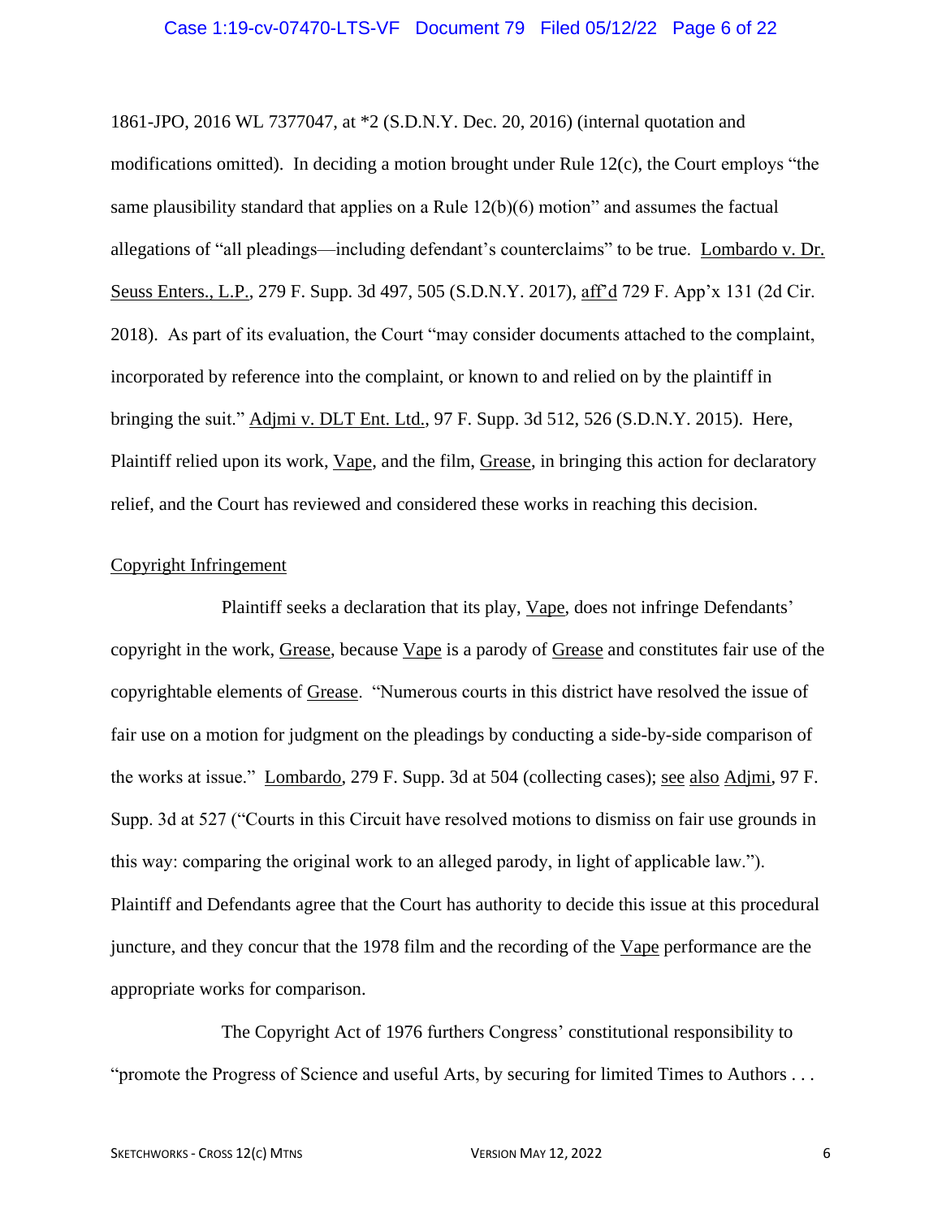1861-JPO, 2016 WL 7377047, at *2 (S.D.N.Y. Dec. 20, 2016) (internal quotation and modifications omitted). In deciding a motion brought under Rule 12(c), the Court employs "the same plausibility standard that applies on a Rule 12(b)(6) motion" and assumes the factual allegations of "all pleadings—including defendant's counterclaims" to be true. Lombardo v. Dr. Seuss Enters., L.P., 279 F. Supp. 3d 497, 505 (S.D.N.Y. 2017), aff'd 729 F. App'x 131 (2d Cir. 2018). As part of its evaluation, the Court "may consider documents attached to the complaint, incorporated by reference into the complaint, or known to and relied on by the plaintiff in bringing the suit." Adjmi v. DLT Ent. Ltd., 97 F. Supp. 3d 512, 526 (S.D.N.Y. 2015). Here, Plaintiff relied upon its work, Vape, and the film, Grease, in bringing this action for declaratory relief, and the Court has reviewed and considered these works in reaching this decision.

Copyright Infringement

Plaintiff seeks a declaration that its play, Vape, does not infringe Defendants' copyright in the work, Grease, because Vape is a parody of Grease and constitutes fair use of the copyrightable elements of Grease. "Numerous courts in this district have resolved the issue of fair use on a motion for judgment on the pleadings by conducting a side-by-side comparison of the works at issue." Lombardo, 279 F. Supp. 3d at 504 (collecting cases); see also Adjmi, 97 F. Supp. 3d at 527 ("Courts in this Circuit have resolved motions to dismiss on fair use grounds in this way: comparing the original work to an alleged parody, in light of applicable law."). Plaintiff and Defendants agree that the Court has authority to decide this issue at this procedural juncture, and they concur that the 1978 film and the recording of the Vape performance are the appropriate works for comparison.

The Copyright Act of 1976 furthers Congress' constitutional responsibility to "promote the Progress of Science and useful Arts, by securing for limited Times to Authors . . .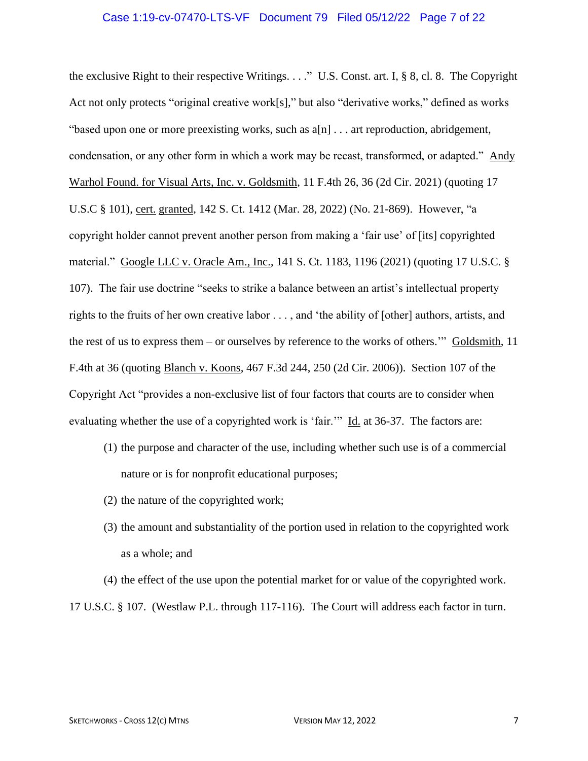the exclusive Right to their respective Writings. . . ." U.S. Const. art. I, § 8, cl. 8. The Copyright Act not only protects "original creative work[s]," but also "derivative works," defined as works "based upon one or more preexisting works, such as a[n] . . . art reproduction, abridgement, condensation, or any other form in which a work may be recast, transformed, or adapted." Andy Warhol Found. for Visual Arts, Inc. v. Goldsmith, 11 F.4th 26, 36 (2d Cir. 2021) (quoting 17 U.S.C § 101), cert. granted, 142 S. Ct. 1412 (Mar. 28, 2022) (No. 21-869). However, "a copyright holder cannot prevent another person from making a 'fair use' of [its] copyrighted material." Google LLC v. Oracle Am., Inc., 141 S. Ct. 1183, 1196 (2021) (quoting 17 U.S.C. § 107). The fair use doctrine "seeks to strike a balance between an artist's intellectual property rights to the fruits of her own creative labor . . . , and 'the ability of [other] authors, artists, and the rest of us to express them – or ourselves by reference to the works of others.'" Goldsmith, 11 F.4th at 36 (quoting Blanch v. Koons, 467 F.3d 244, 250 (2d Cir. 2006)). Section 107 of the Copyright Act "provides a non-exclusive list of four factors that courts are to consider when evaluating whether the use of a copyrighted work is 'fair.'" Id. at 36-37. The factors are:

(1) the purpose and character of the use, including whether such use is of a commercial nature or is for nonprofit educational purposes;

(2) the nature of the copyrighted work;

(3) the amount and substantiality of the portion used in relation to the copyrighted work as a whole; and

(4) the effect of the use upon the potential market for or value of the copyrighted work.

17 U.S.C. § 107. (Westlaw P.L. through 117-116). The Court will address each factor in turn.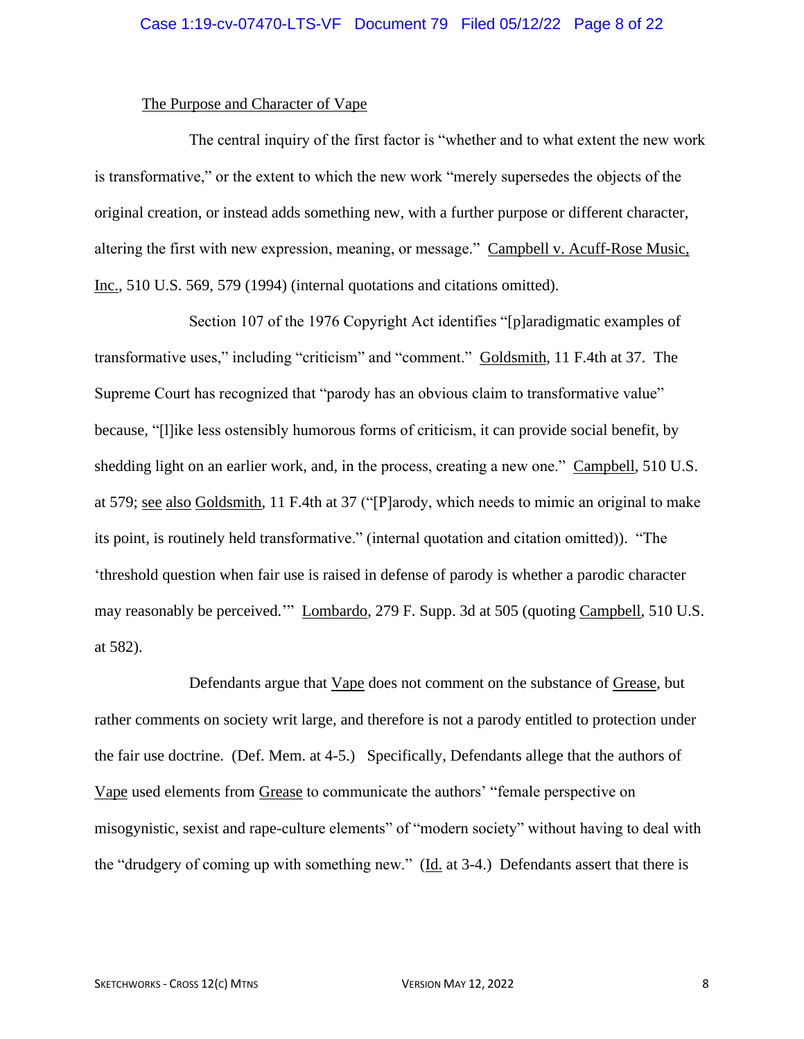The Purpose and Character of Vape

The central inquiry of the first factor is "whether and to what extent the new work is transformative," or the extent to which the new work "merely supersedes the objects of the original creation, or instead adds something new, with a further purpose or different character, altering the first with new expression, meaning, or message." Campbell v. Acuff-Rose Music, Inc., 510 U.S. 569, 579 (1994) (internal quotations and citations omitted).

Section 107 of the 1976 Copyright Act identifies "[p]aradigmatic examples of transformative uses," including "criticism" and "comment." Goldsmith, 11 F.4th at 37. The Supreme Court has recognized that "parody has an obvious claim to transformative value" because, "[l]ike less ostensibly humorous forms of criticism, it can provide social benefit, by shedding light on an earlier work, and, in the process, creating a new one." Campbell, 510 U.S. at 579; see also Goldsmith, 11 F.4th at 37 ("[P]arody, which needs to mimic an original to make its point, is routinely held transformative." (internal quotation and citation omitted)). "The 'threshold question when fair use is raised in defense of parody is whether a parodic character may reasonably be perceived.'" Lombardo, 279 F. Supp. 3d at 505 (quoting Campbell, 510 U.S. at 582).

Defendants argue that Vape does not comment on the substance of Grease, but rather comments on society writ large, and therefore is not a parody entitled to protection under the fair use doctrine. (Def. Mem. at 4-5.) Specifically, Defendants allege that the authors of Vape used elements from Grease to communicate the authors' "female perspective on misogynistic, sexist and rape-culture elements" of "modern society" without having to deal with the "drudgery of coming up with something new." (Id. at 3-4.) Defendants assert that there is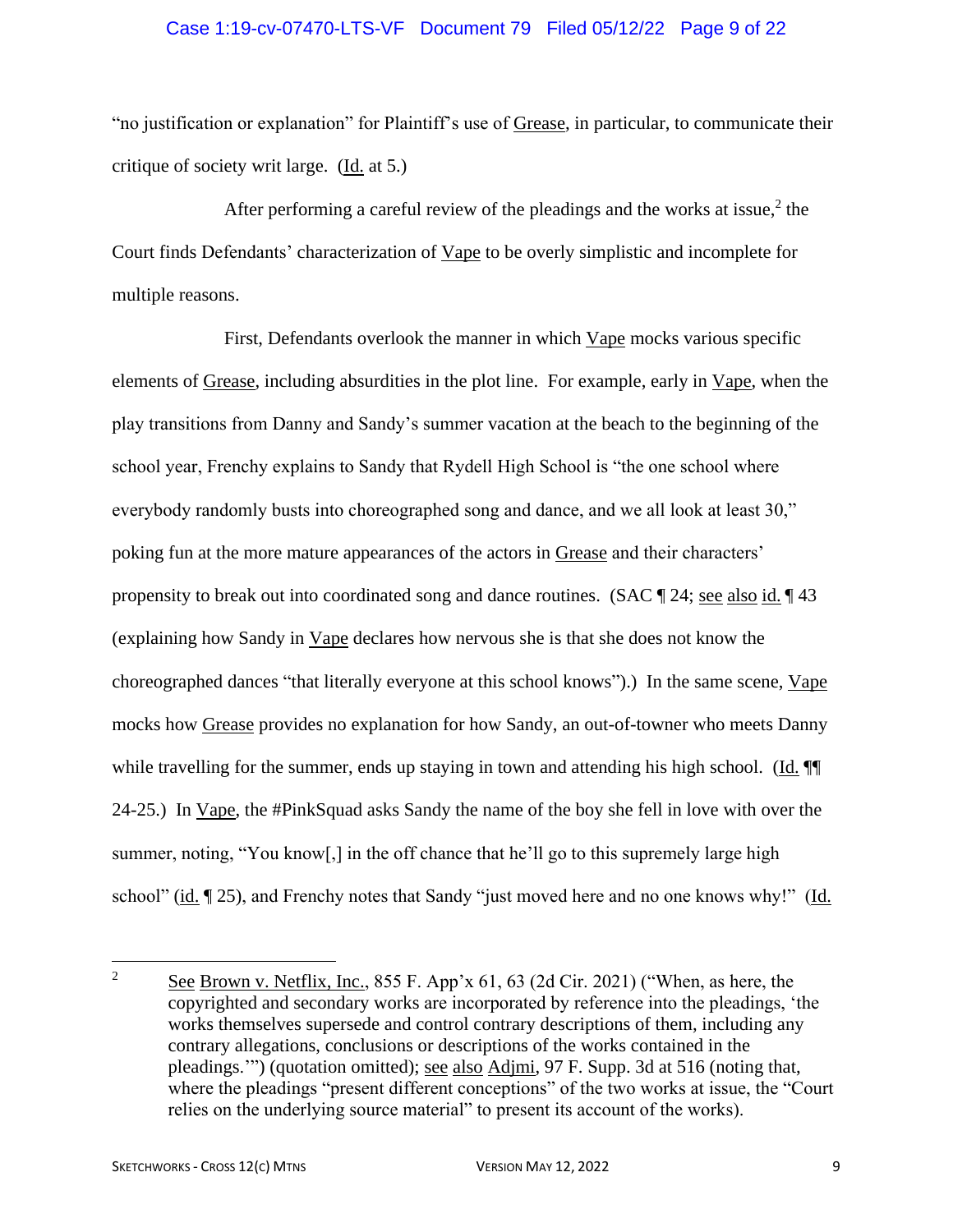"no justification or explanation" for Plaintiff's use of Grease, in particular, to communicate their critique of society writ large. (Id. at 5.)

After performing a careful review of the pleadings and the works at issue,[2] the Court finds Defendants' characterization of Vape to be overly simplistic and incomplete for multiple reasons.

First, Defendants overlook the manner in which Vape mocks various specific elements of Grease, including absurdities in the plot line. For example, early in Vape, when the play transitions from Danny and Sandy's summer vacation at the beach to the beginning of the school year, Frenchy explains to Sandy that Rydell High School is "the one school where everybody randomly busts into choreographed song and dance, and we all look at least 30," poking fun at the more mature appearances of the actors in Grease and their characters' propensity to break out into coordinated song and dance routines. (SAC ¶ 24; see also id. ¶ 43 (explaining how Sandy in Vape declares how nervous she is that she does not know the choreographed dances "that literally everyone at this school knows").) In the same scene, Vape mocks how Grease provides no explanation for how Sandy, an out-of-towner who meets Danny while travelling for the summer, ends up staying in town and attending his high school. (Id. ¶¶ 24-25.) In Vape, the #PinkSquad asks Sandy the name of the boy she fell in love with over the summer, noting, "You know[,] in the off chance that he'll go to this supremely large high school" (id. ¶ 25), and Frenchy notes that Sandy "just moved here and no one knows why!" (Id.

---

[2] See Brown v. Netflix, Inc., 855 F. App'x 61, 63 (2d Cir. 2021) ("When, as here, the copyrighted and secondary works are incorporated by reference into the pleadings, 'the works themselves supersede and control contrary descriptions of them, including any contrary allegations, conclusions or descriptions of the works contained in the pleadings.'") (quotation omitted); see also Adjmi, 97 F. Supp. 3d at 516 (noting that, where the pleadings "present different conceptions" of the two works at issue, the "Court relies on the underlying source material" to present its account of the works).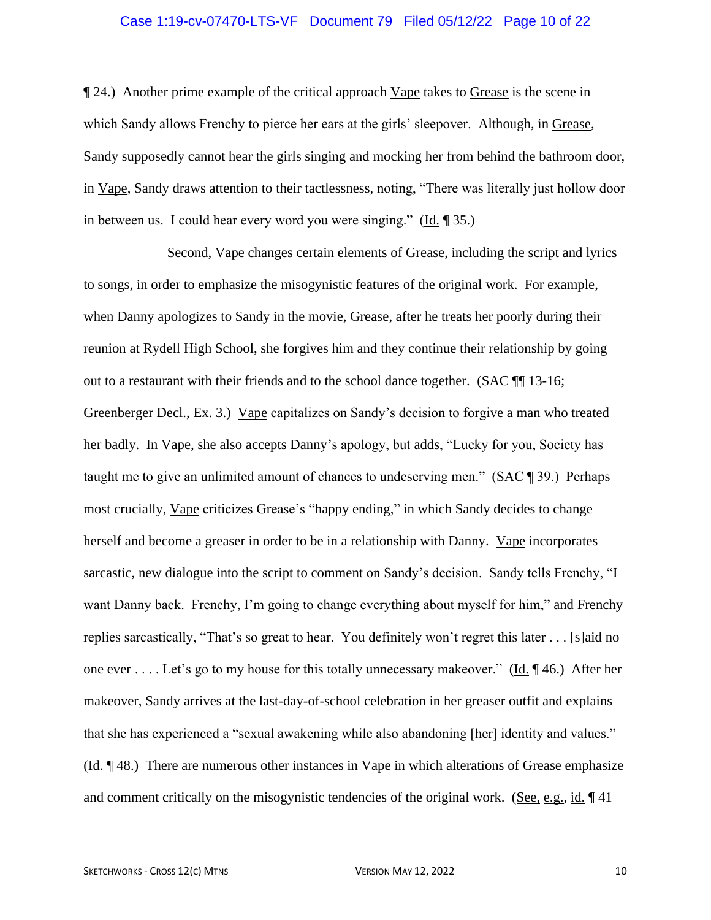¶ 24.) Another prime example of the critical approach Vape takes to Grease is the scene in which Sandy allows Frenchy to pierce her ears at the girls' sleepover. Although, in Grease, Sandy supposedly cannot hear the girls singing and mocking her from behind the bathroom door, in Vape, Sandy draws attention to their tactlessness, noting, "There was literally just hollow door in between us. I could hear every word you were singing." (Id. ¶ 35.)

Second, Vape changes certain elements of Grease, including the script and lyrics to songs, in order to emphasize the misogynistic features of the original work. For example, when Danny apologizes to Sandy in the movie, Grease, after he treats her poorly during their reunion at Rydell High School, she forgives him and they continue their relationship by going out to a restaurant with their friends and to the school dance together. (SAC ¶¶ 13-16; Greenberger Decl., Ex. 3.) Vape capitalizes on Sandy's decision to forgive a man who treated her badly. In Vape, she also accepts Danny's apology, but adds, "Lucky for you, Society has taught me to give an unlimited amount of chances to undeserving men." (SAC ¶ 39.) Perhaps most crucially, Vape criticizes Grease's "happy ending," in which Sandy decides to change herself and become a greaser in order to be in a relationship with Danny. Vape incorporates sarcastic, new dialogue into the script to comment on Sandy's decision. Sandy tells Frenchy, "I want Danny back. Frenchy, I'm going to change everything about myself for him," and Frenchy replies sarcastically, "That's so great to hear. You definitely won't regret this later . . . [s]aid no one ever . . . . Let's go to my house for this totally unnecessary makeover." (Id. ¶ 46.) After her makeover, Sandy arrives at the last-day-of-school celebration in her greaser outfit and explains that she has experienced a "sexual awakening while also abandoning [her] identity and values." (Id. ¶ 48.) There are numerous other instances in Vape in which alterations of Grease emphasize and comment critically on the misogynistic tendencies of the original work. (See, e.g., id. ¶ 41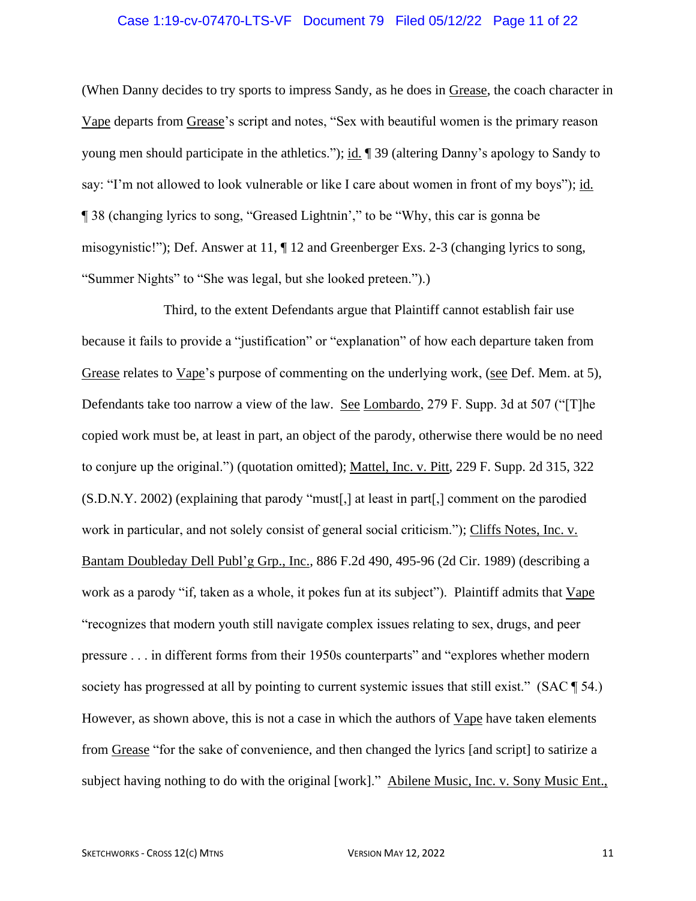(When Danny decides to try sports to impress Sandy, as he does in Grease, the coach character in Vape departs from Grease's script and notes, "Sex with beautiful women is the primary reason young men should participate in the athletics."); id. ¶ 39 (altering Danny's apology to Sandy to say: "I'm not allowed to look vulnerable or like I care about women in front of my boys"); id. ¶ 38 (changing lyrics to song, "Greased Lightnin'," to be "Why, this car is gonna be misogynistic!"); Def. Answer at 11, ¶ 12 and Greenberger Exs. 2-3 (changing lyrics to song, "Summer Nights" to "She was legal, but she looked preteen.").)

Third, to the extent Defendants argue that Plaintiff cannot establish fair use because it fails to provide a "justification" or "explanation" of how each departure taken from Grease relates to Vape's purpose of commenting on the underlying work, (see Def. Mem. at 5), Defendants take too narrow a view of the law. See Lombardo, 279 F. Supp. 3d at 507 ("[T]he copied work must be, at least in part, an object of the parody, otherwise there would be no need to conjure up the original.") (quotation omitted); Mattel, Inc. v. Pitt, 229 F. Supp. 2d 315, 322 (S.D.N.Y. 2002) (explaining that parody "must[,] at least in part[,] comment on the parodied work in particular, and not solely consist of general social criticism."); Cliffs Notes, Inc. v. Bantam Doubleday Dell Publ'g Grp., Inc., 886 F.2d 490, 495-96 (2d Cir. 1989) (describing a work as a parody "if, taken as a whole, it pokes fun at its subject"). Plaintiff admits that Vape "recognizes that modern youth still navigate complex issues relating to sex, drugs, and peer pressure . . . in different forms from their 1950s counterparts" and "explores whether modern society has progressed at all by pointing to current systemic issues that still exist." (SAC ¶ 54.) However, as shown above, this is not a case in which the authors of Vape have taken elements from Grease "for the sake of convenience, and then changed the lyrics [and script] to satirize a subject having nothing to do with the original [work]." Abilene Music, Inc. v. Sony Music Ent.,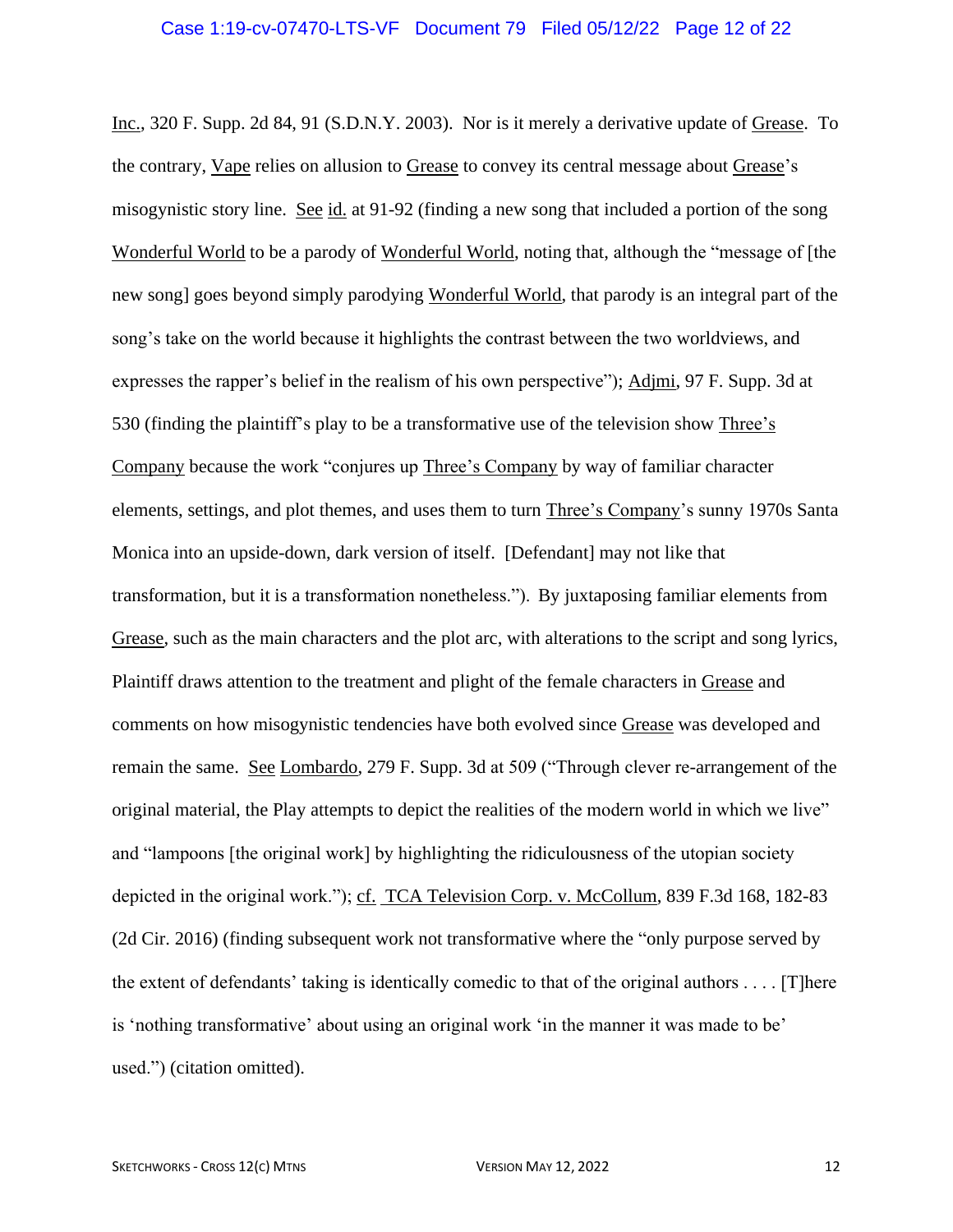Inc., 320 F. Supp. 2d 84, 91 (S.D.N.Y. 2003). Nor is it merely a derivative update of Grease. To the contrary, Vape relies on allusion to Grease to convey its central message about Grease's misogynistic story line. See id. at 91-92 (finding a new song that included a portion of the song Wonderful World to be a parody of Wonderful World, noting that, although the "message of [the new song] goes beyond simply parodying Wonderful World, that parody is an integral part of the song's take on the world because it highlights the contrast between the two worldviews, and expresses the rapper's belief in the realism of his own perspective"); Adjmi, 97 F. Supp. 3d at 530 (finding the plaintiff's play to be a transformative use of the television show Three's Company because the work "conjures up Three's Company by way of familiar character elements, settings, and plot themes, and uses them to turn Three's Company's sunny 1970s Santa Monica into an upside-down, dark version of itself. [Defendant] may not like that transformation, but it is a transformation nonetheless."). By juxtaposing familiar elements from Grease, such as the main characters and the plot arc, with alterations to the script and song lyrics, Plaintiff draws attention to the treatment and plight of the female characters in Grease and comments on how misogynistic tendencies have both evolved since Grease was developed and remain the same. See Lombardo, 279 F. Supp. 3d at 509 ("Through clever re-arrangement of the original material, the Play attempts to depict the realities of the modern world in which we live" and "lampoons [the original work] by highlighting the ridiculousness of the utopian society depicted in the original work."); cf. TCA Television Corp. v. McCollum, 839 F.3d 168, 182-83 (2d Cir. 2016) (finding subsequent work not transformative where the "only purpose served by the extent of defendants' taking is identically comedic to that of the original authors . . . . [T]here is 'nothing transformative' about using an original work 'in the manner it was made to be' used.") (citation omitted).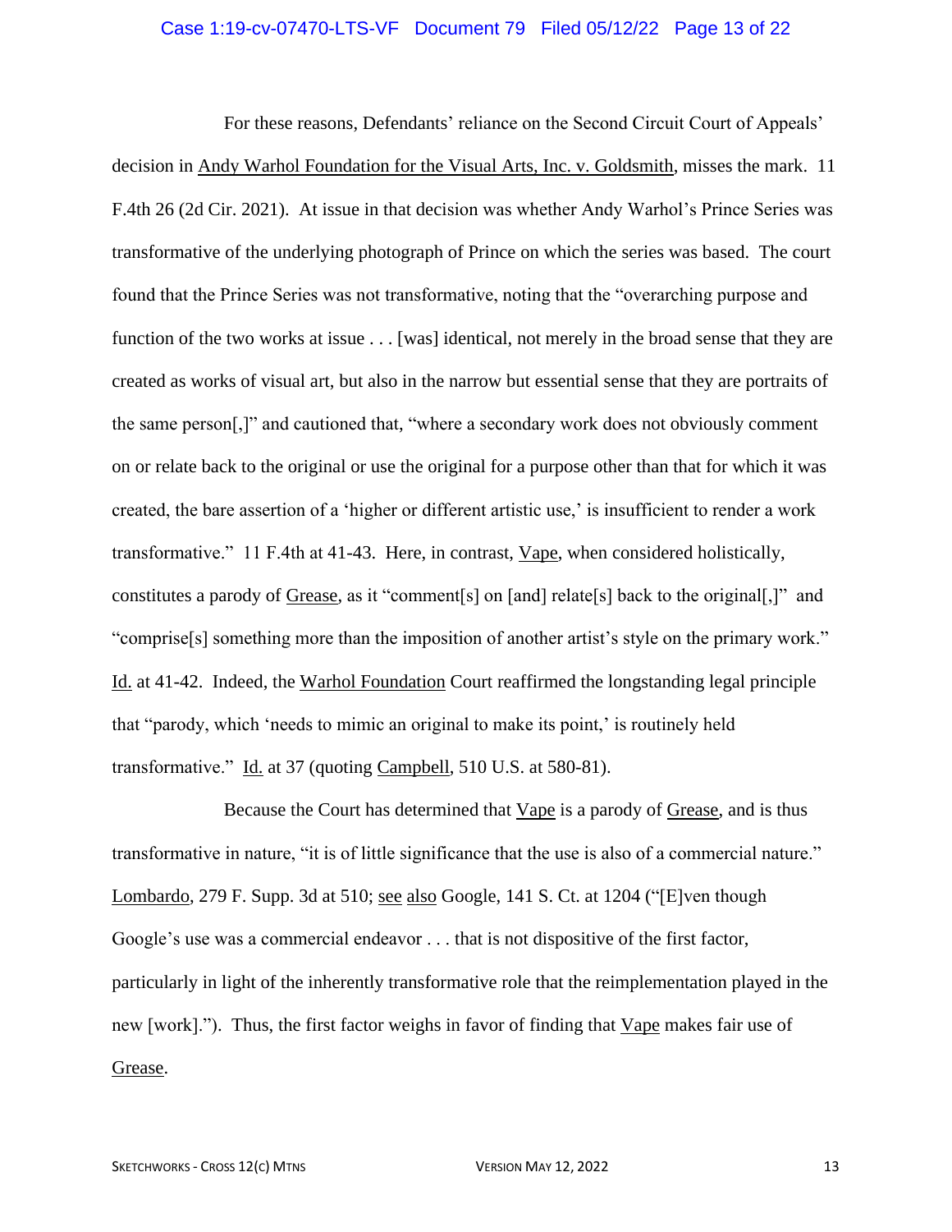For these reasons, Defendants' reliance on the Second Circuit Court of Appeals' decision in Andy Warhol Foundation for the Visual Arts, Inc. v. Goldsmith, misses the mark. 11 F.4th 26 (2d Cir. 2021). At issue in that decision was whether Andy Warhol's Prince Series was transformative of the underlying photograph of Prince on which the series was based. The court found that the Prince Series was not transformative, noting that the "overarching purpose and function of the two works at issue . . . [was] identical, not merely in the broad sense that they are created as works of visual art, but also in the narrow but essential sense that they are portraits of the same person[,]" and cautioned that, "where a secondary work does not obviously comment on or relate back to the original or use the original for a purpose other than that for which it was created, the bare assertion of a 'higher or different artistic use,' is insufficient to render a work transformative." 11 F.4th at 41-43. Here, in contrast, Vape, when considered holistically, constitutes a parody of Grease, as it "comment[s] on [and] relate[s] back to the original[,]" and "comprise[s] something more than the imposition of another artist's style on the primary work." Id. at 41-42. Indeed, the Warhol Foundation Court reaffirmed the longstanding legal principle that "parody, which 'needs to mimic an original to make its point,' is routinely held transformative." Id. at 37 (quoting Campbell, 510 U.S. at 580-81).

Because the Court has determined that Vape is a parody of Grease, and is thus transformative in nature, "it is of little significance that the use is also of a commercial nature." Lombardo, 279 F. Supp. 3d at 510; see also Google, 141 S. Ct. at 1204 ("[E]ven though Google's use was a commercial endeavor . . . that is not dispositive of the first factor, particularly in light of the inherently transformative role that the reimplementation played in the new [work]."). Thus, the first factor weighs in favor of finding that Vape makes fair use of Grease.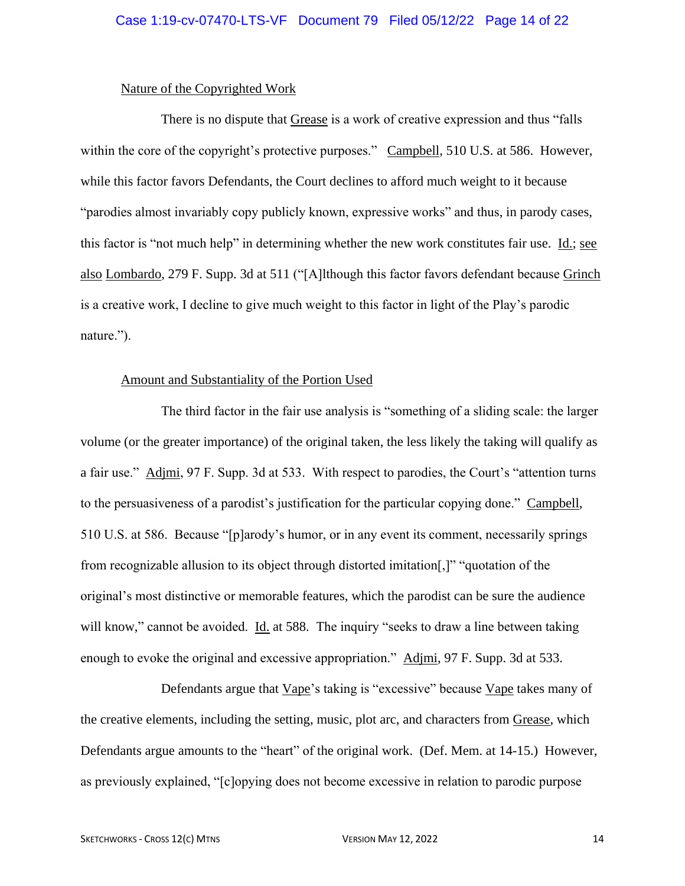Nature of the Copyrighted Work

There is no dispute that Grease is a work of creative expression and thus "falls within the core of the copyright's protective purposes." Campbell, 510 U.S. at 586. However, while this factor favors Defendants, the Court declines to afford much weight to it because "parodies almost invariably copy publicly known, expressive works" and thus, in parody cases, this factor is "not much help" in determining whether the new work constitutes fair use. Id.; see also Lombardo, 279 F. Supp. 3d at 511 ("[A]lthough this factor favors defendant because Grinch is a creative work, I decline to give much weight to this factor in light of the Play's parodic nature.").

Amount and Substantiality of the Portion Used

The third factor in the fair use analysis is "something of a sliding scale: the larger volume (or the greater importance) of the original taken, the less likely the taking will qualify as a fair use." Adjmi, 97 F. Supp. 3d at 533. With respect to parodies, the Court's "attention turns to the persuasiveness of a parodist's justification for the particular copying done." Campbell, 510 U.S. at 586. Because "[p]arody's humor, or in any event its comment, necessarily springs from recognizable allusion to its object through distorted imitation[,]" "quotation of the original's most distinctive or memorable features, which the parodist can be sure the audience will know," cannot be avoided. Id. at 588. The inquiry "seeks to draw a line between taking enough to evoke the original and excessive appropriation." Adjmi, 97 F. Supp. 3d at 533.

Defendants argue that Vape's taking is "excessive" because Vape takes many of the creative elements, including the setting, music, plot arc, and characters from Grease, which Defendants argue amounts to the "heart" of the original work. (Def. Mem. at 14-15.) However, as previously explained, "[c]opying does not become excessive in relation to parodic purpose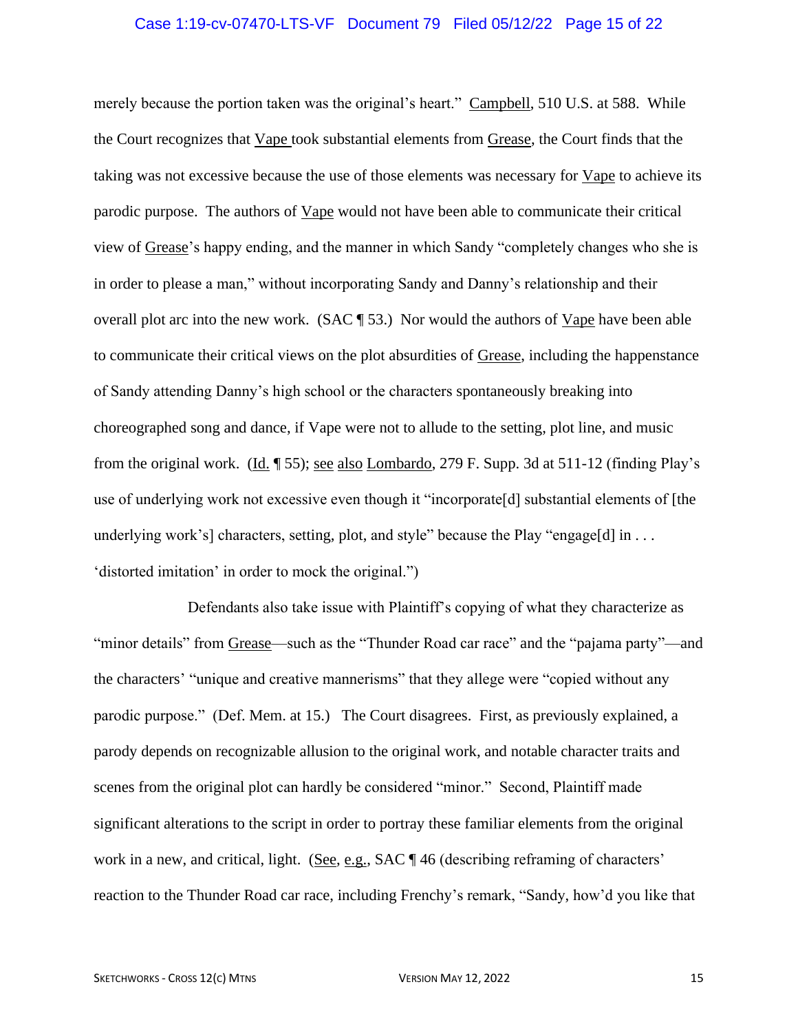merely because the portion taken was the original's heart." Campbell, 510 U.S. at 588. While the Court recognizes that Vape took substantial elements from Grease, the Court finds that the taking was not excessive because the use of those elements was necessary for Vape to achieve its parodic purpose. The authors of Vape would not have been able to communicate their critical view of Grease's happy ending, and the manner in which Sandy "completely changes who she is in order to please a man," without incorporating Sandy and Danny's relationship and their overall plot arc into the new work. (SAC ¶ 53.) Nor would the authors of Vape have been able to communicate their critical views on the plot absurdities of Grease, including the happenstance of Sandy attending Danny's high school or the characters spontaneously breaking into choreographed song and dance, if Vape were not to allude to the setting, plot line, and music from the original work. (Id. ¶ 55); see also Lombardo, 279 F. Supp. 3d at 511-12 (finding Play's use of underlying work not excessive even though it "incorporate[d] substantial elements of [the underlying work's] characters, setting, plot, and style" because the Play "engage[d] in . . . 'distorted imitation' in order to mock the original.")

Defendants also take issue with Plaintiff's copying of what they characterize as "minor details" from Grease—such as the "Thunder Road car race" and the "pajama party"—and the characters' "unique and creative mannerisms" that they allege were "copied without any parodic purpose." (Def. Mem. at 15.) The Court disagrees. First, as previously explained, a parody depends on recognizable allusion to the original work, and notable character traits and scenes from the original plot can hardly be considered "minor." Second, Plaintiff made significant alterations to the script in order to portray these familiar elements from the original work in a new, and critical, light. (See, e.g., SAC ¶ 46 (describing reframing of characters' reaction to the Thunder Road car race, including Frenchy's remark, "Sandy, how'd you like that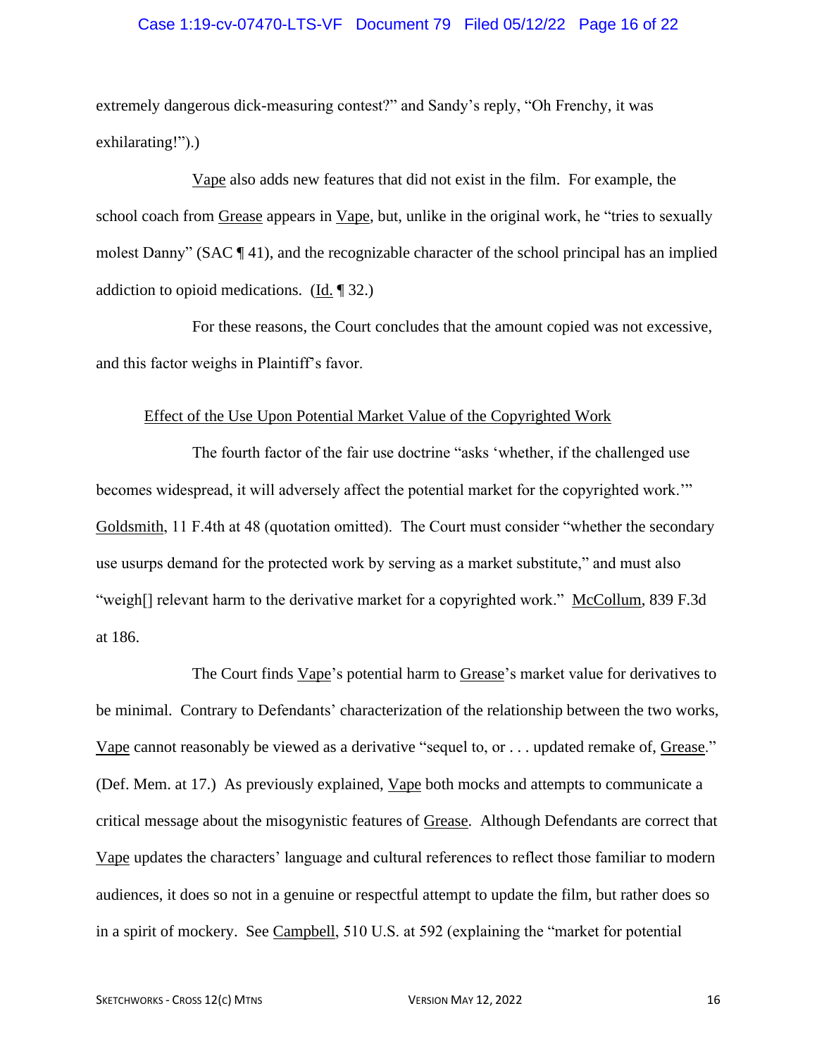extremely dangerous dick-measuring contest?" and Sandy's reply, "Oh Frenchy, it was exhilarating!").)

Vape also adds new features that did not exist in the film. For example, the school coach from Grease appears in Vape, but, unlike in the original work, he "tries to sexually molest Danny" (SAC ¶ 41), and the recognizable character of the school principal has an implied addiction to opioid medications. (Id. ¶ 32.)

For these reasons, the Court concludes that the amount copied was not excessive, and this factor weighs in Plaintiff's favor.

Effect of the Use Upon Potential Market Value of the Copyrighted Work

The fourth factor of the fair use doctrine "asks 'whether, if the challenged use becomes widespread, it will adversely affect the potential market for the copyrighted work.'" Goldsmith, 11 F.4th at 48 (quotation omitted). The Court must consider "whether the secondary use usurps demand for the protected work by serving as a market substitute," and must also "weigh[] relevant harm to the derivative market for a copyrighted work." McCollum, 839 F.3d at 186.

The Court finds Vape's potential harm to Grease's market value for derivatives to be minimal. Contrary to Defendants' characterization of the relationship between the two works, Vape cannot reasonably be viewed as a derivative "sequel to, or . . . updated remake of, Grease." (Def. Mem. at 17.) As previously explained, Vape both mocks and attempts to communicate a critical message about the misogynistic features of Grease. Although Defendants are correct that Vape updates the characters' language and cultural references to reflect those familiar to modern audiences, it does so not in a genuine or respectful attempt to update the film, but rather does so in a spirit of mockery. See Campbell, 510 U.S. at 592 (explaining the "market for potential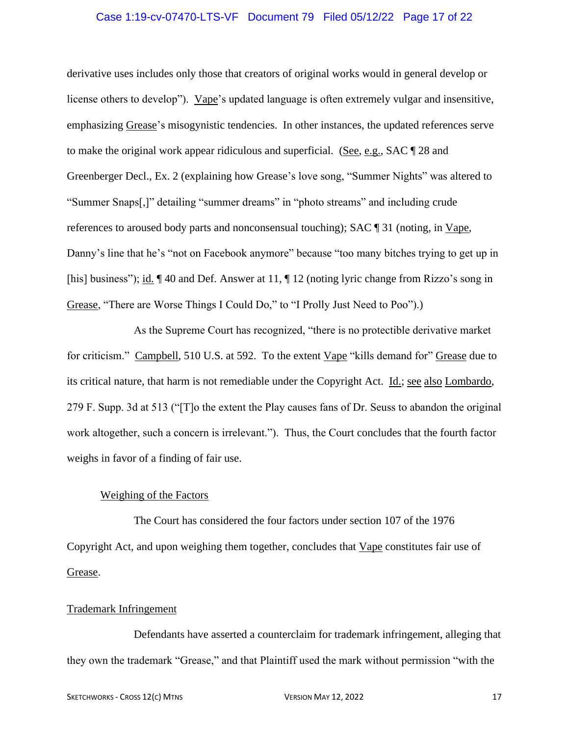derivative uses includes only those that creators of original works would in general develop or license others to develop"). Vape's updated language is often extremely vulgar and insensitive, emphasizing Grease's misogynistic tendencies. In other instances, the updated references serve to make the original work appear ridiculous and superficial. (See, e.g., SAC ¶ 28 and Greenberger Decl., Ex. 2 (explaining how Grease's love song, "Summer Nights" was altered to "Summer Snaps[,]" detailing "summer dreams" in "photo streams" and including crude references to aroused body parts and nonconsensual touching); SAC ¶ 31 (noting, in Vape, Danny's line that he's "not on Facebook anymore" because "too many bitches trying to get up in [his] business"); id. ¶ 40 and Def. Answer at 11, ¶ 12 (noting lyric change from Rizzo's song in Grease, "There are Worse Things I Could Do," to "I Prolly Just Need to Poo").)

As the Supreme Court has recognized, "there is no protectible derivative market for criticism." Campbell, 510 U.S. at 592. To the extent Vape "kills demand for" Grease due to its critical nature, that harm is not remediable under the Copyright Act. Id.; see also Lombardo, 279 F. Supp. 3d at 513 ("[T]o the extent the Play causes fans of Dr. Seuss to abandon the original work altogether, such a concern is irrelevant."). Thus, the Court concludes that the fourth factor weighs in favor of a finding of fair use.

#### Weighing of the Factors

The Court has considered the four factors under section 107 of the 1976 Copyright Act, and upon weighing them together, concludes that Vape constitutes fair use of Grease.

### Trademark Infringement

Defendants have asserted a counterclaim for trademark infringement, alleging that they own the trademark "Grease," and that Plaintiff used the mark without permission "with the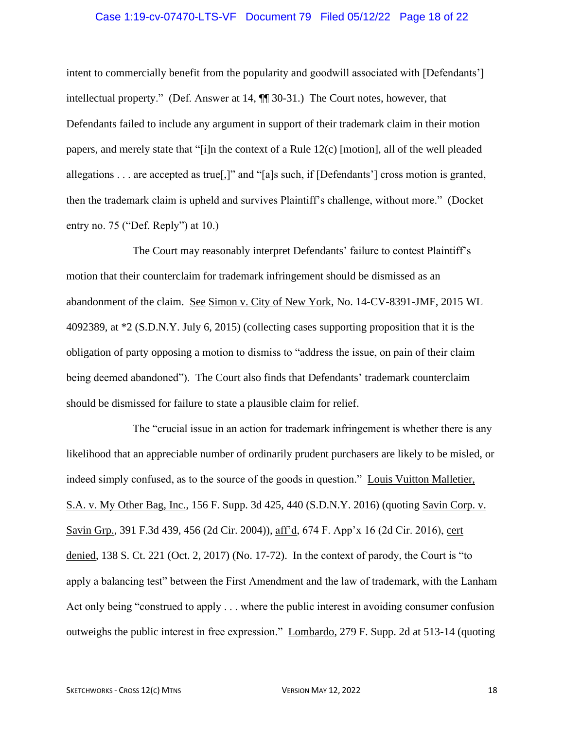intent to commercially benefit from the popularity and goodwill associated with [Defendants'] intellectual property." (Def. Answer at 14, ¶¶ 30-31.) The Court notes, however, that Defendants failed to include any argument in support of their trademark claim in their motion papers, and merely state that "[i]n the context of a Rule 12(c) [motion], all of the well pleaded allegations . . . are accepted as true[,]" and "[a]s such, if [Defendants'] cross motion is granted, then the trademark claim is upheld and survives Plaintiff's challenge, without more." (Docket entry no. 75 ("Def. Reply") at 10.)

The Court may reasonably interpret Defendants' failure to contest Plaintiff's motion that their counterclaim for trademark infringement should be dismissed as an abandonment of the claim. See Simon v. City of New York, No. 14-CV-8391-JMF, 2015 WL 4092389, at *2 (S.D.N.Y. July 6, 2015) (collecting cases supporting proposition that it is the obligation of party opposing a motion to dismiss to "address the issue, on pain of their claim being deemed abandoned"). The Court also finds that Defendants' trademark counterclaim should be dismissed for failure to state a plausible claim for relief.

The "crucial issue in an action for trademark infringement is whether there is any likelihood that an appreciable number of ordinarily prudent purchasers are likely to be misled, or indeed simply confused, as to the source of the goods in question." Louis Vuitton Malletier, S.A. v. My Other Bag, Inc., 156 F. Supp. 3d 425, 440 (S.D.N.Y. 2016) (quoting Savin Corp. v. Savin Grp., 391 F.3d 439, 456 (2d Cir. 2004)), aff'd, 674 F. App'x 16 (2d Cir. 2016), cert denied, 138 S. Ct. 221 (Oct. 2, 2017) (No. 17-72). In the context of parody, the Court is "to apply a balancing test" between the First Amendment and the law of trademark, with the Lanham Act only being "construed to apply . . . where the public interest in avoiding consumer confusion outweighs the public interest in free expression." Lombardo, 279 F. Supp. 2d at 513-14 (quoting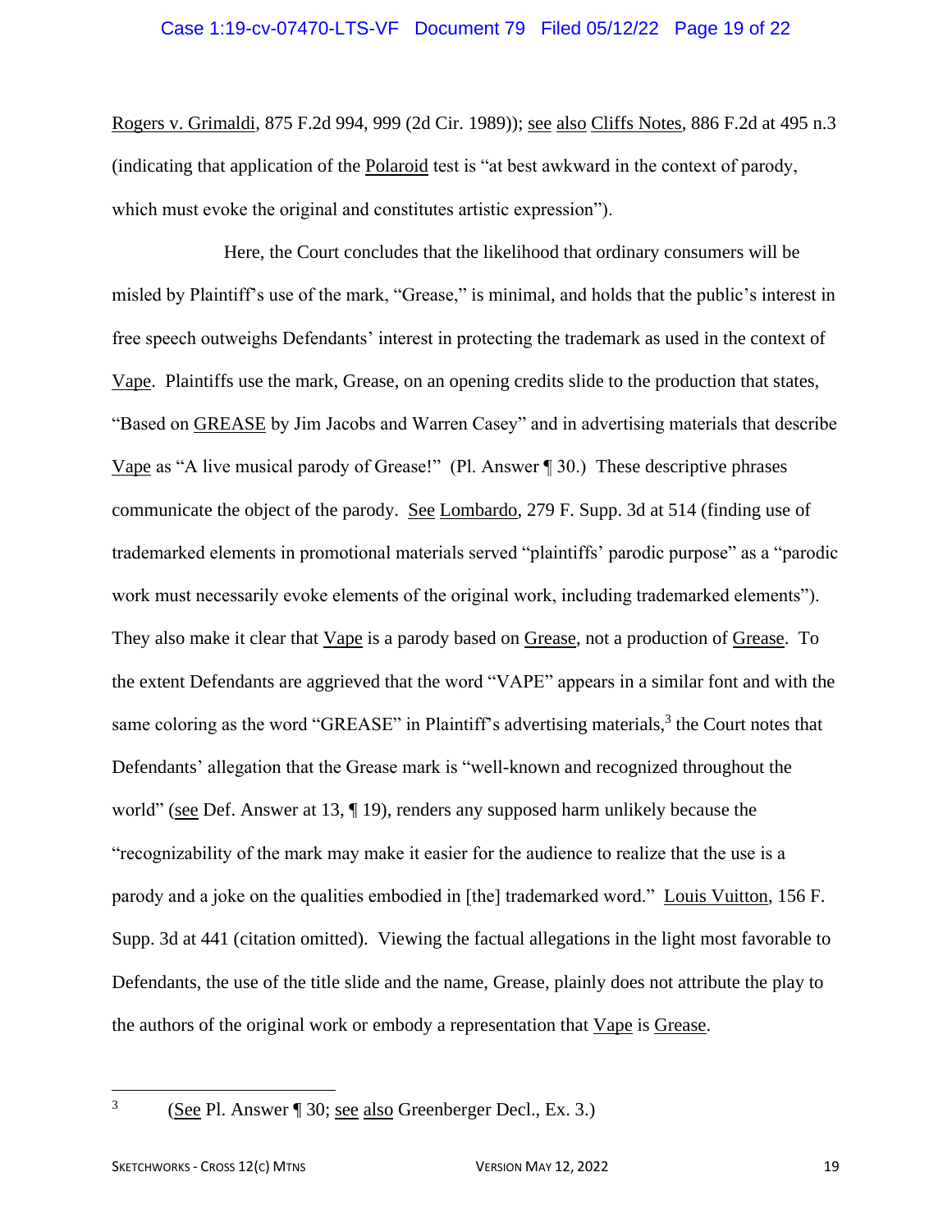Rogers v. Grimaldi, 875 F.2d 994, 999 (2d Cir. 1989)); see also Cliffs Notes, 886 F.2d at 495 n.3 (indicating that application of the Polaroid test is "at best awkward in the context of parody, which must evoke the original and constitutes artistic expression").

Here, the Court concludes that the likelihood that ordinary consumers will be misled by Plaintiff's use of the mark, "Grease," is minimal, and holds that the public's interest in free speech outweighs Defendants' interest in protecting the trademark as used in the context of Vape. Plaintiffs use the mark, Grease, on an opening credits slide to the production that states, "Based on GREASE by Jim Jacobs and Warren Casey" and in advertising materials that describe Vape as "A live musical parody of Grease!" (Pl. Answer ¶ 30.) These descriptive phrases communicate the object of the parody. See Lombardo, 279 F. Supp. 3d at 514 (finding use of trademarked elements in promotional materials served "plaintiffs' parodic purpose" as a "parodic work must necessarily evoke elements of the original work, including trademarked elements"). They also make it clear that Vape is a parody based on Grease, not a production of Grease. To the extent Defendants are aggrieved that the word "VAPE" appears in a similar font and with the same coloring as the word "GREASE" in Plaintiff's advertising materials,[3] the Court notes that Defendants' allegation that the Grease mark is "well-known and recognized throughout the world" (see Def. Answer at 13, ¶ 19), renders any supposed harm unlikely because the "recognizability of the mark may make it easier for the audience to realize that the use is a parody and a joke on the qualities embodied in [the] trademarked word." Louis Vuitton, 156 F. Supp. 3d at 441 (citation omitted). Viewing the factual allegations in the light most favorable to Defendants, the use of the title slide and the name, Grease, plainly does not attribute the play to the authors of the original work or embody a representation that Vape is Grease.

---

[3] (See Pl. Answer ¶ 30; see also Greenberger Decl., Ex. 3.)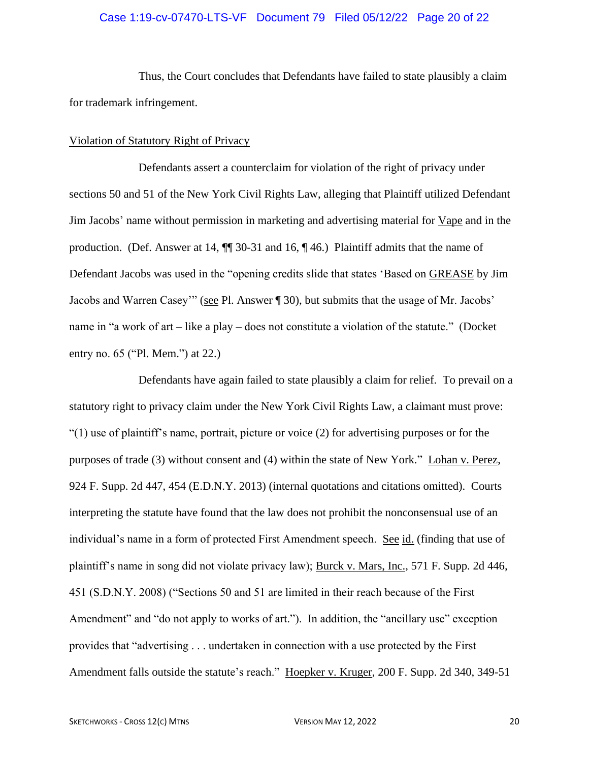Thus, the Court concludes that Defendants have failed to state plausibly a claim for trademark infringement.

Violation of Statutory Right of Privacy

Defendants assert a counterclaim for violation of the right of privacy under sections 50 and 51 of the New York Civil Rights Law, alleging that Plaintiff utilized Defendant Jim Jacobs' name without permission in marketing and advertising material for Vape and in the production. (Def. Answer at 14, ¶¶ 30-31 and 16, ¶ 46.) Plaintiff admits that the name of Defendant Jacobs was used in the "opening credits slide that states 'Based on GREASE by Jim Jacobs and Warren Casey'" (see Pl. Answer ¶ 30), but submits that the usage of Mr. Jacobs' name in "a work of art – like a play – does not constitute a violation of the statute." (Docket entry no. 65 ("Pl. Mem.") at 22.)

Defendants have again failed to state plausibly a claim for relief. To prevail on a statutory right to privacy claim under the New York Civil Rights Law, a claimant must prove: "(1) use of plaintiff's name, portrait, picture or voice (2) for advertising purposes or for the purposes of trade (3) without consent and (4) within the state of New York." Lohan v. Perez, 924 F. Supp. 2d 447, 454 (E.D.N.Y. 2013) (internal quotations and citations omitted). Courts interpreting the statute have found that the law does not prohibit the nonconsensual use of an individual's name in a form of protected First Amendment speech. See id. (finding that use of plaintiff's name in song did not violate privacy law); Burck v. Mars, Inc., 571 F. Supp. 2d 446, 451 (S.D.N.Y. 2008) ("Sections 50 and 51 are limited in their reach because of the First Amendment" and "do not apply to works of art."). In addition, the "ancillary use" exception provides that "advertising . . . undertaken in connection with a use protected by the First Amendment falls outside the statute's reach." Hoepker v. Kruger, 200 F. Supp. 2d 340, 349-51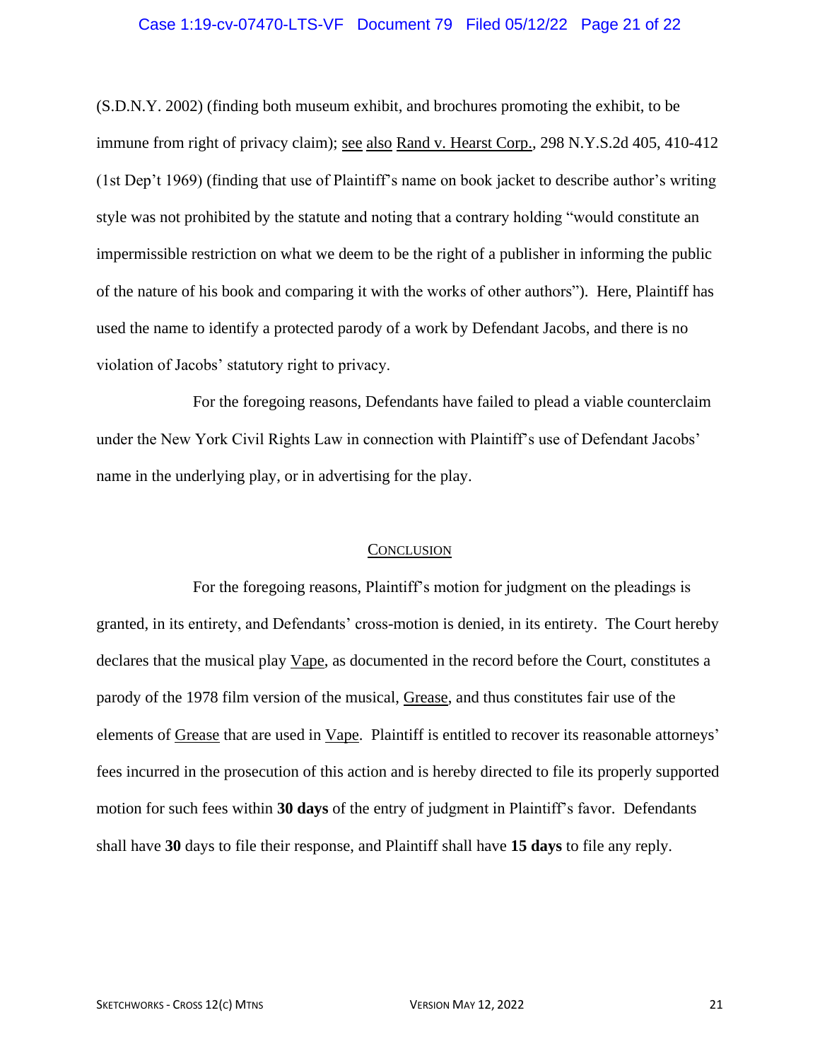(S.D.N.Y. 2002) (finding both museum exhibit, and brochures promoting the exhibit, to be immune from right of privacy claim); see also Rand v. Hearst Corp., 298 N.Y.S.2d 405, 410-412 (1st Dep't 1969) (finding that use of Plaintiff's name on book jacket to describe author's writing style was not prohibited by the statute and noting that a contrary holding "would constitute an impermissible restriction on what we deem to be the right of a publisher in informing the public of the nature of his book and comparing it with the works of other authors"). Here, Plaintiff has used the name to identify a protected parody of a work by Defendant Jacobs, and there is no violation of Jacobs' statutory right to privacy.

For the foregoing reasons, Defendants have failed to plead a viable counterclaim under the New York Civil Rights Law in connection with Plaintiff's use of Defendant Jacobs' name in the underlying play, or in advertising for the play.

## CONCLUSION

For the foregoing reasons, Plaintiff's motion for judgment on the pleadings is granted, in its entirety, and Defendants' cross-motion is denied, in its entirety. The Court hereby declares that the musical play Vape, as documented in the record before the Court, constitutes a parody of the 1978 film version of the musical, Grease, and thus constitutes fair use of the elements of Grease that are used in Vape. Plaintiff is entitled to recover its reasonable attorneys' fees incurred in the prosecution of this action and is hereby directed to file its properly supported motion for such fees within **30 days** of the entry of judgment in Plaintiff's favor. Defendants shall have **30** days to file their response, and Plaintiff shall have **15 days** to file any reply.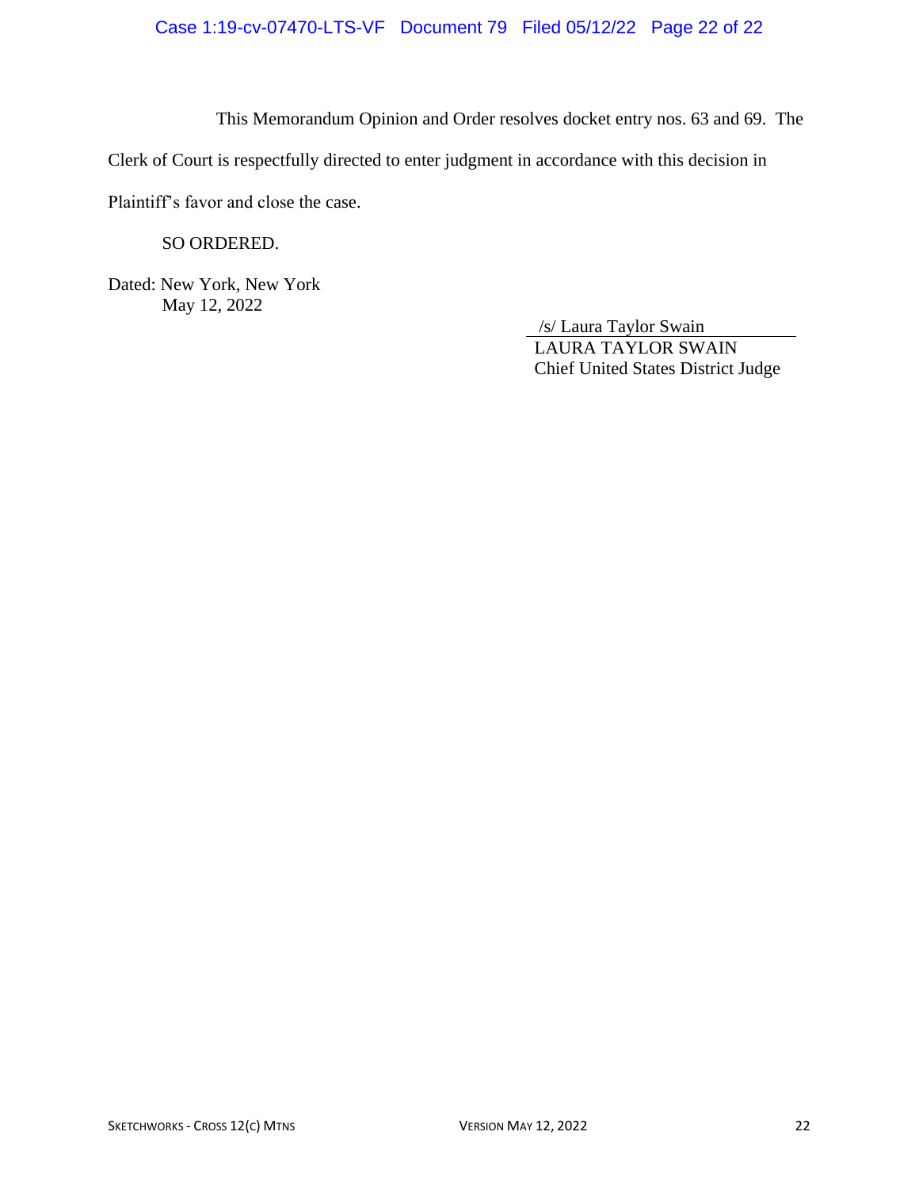This Memorandum Opinion and Order resolves docket entry nos. 63 and 69. The Clerk of Court is respectfully directed to enter judgment in accordance with this decision in Plaintiff's favor and close the case.

SO ORDERED.

Dated: New York, New York
May 12, 2022

/s/ Laura Taylor Swain
LAURA TAYLOR SWAIN
Chief United States District Judge